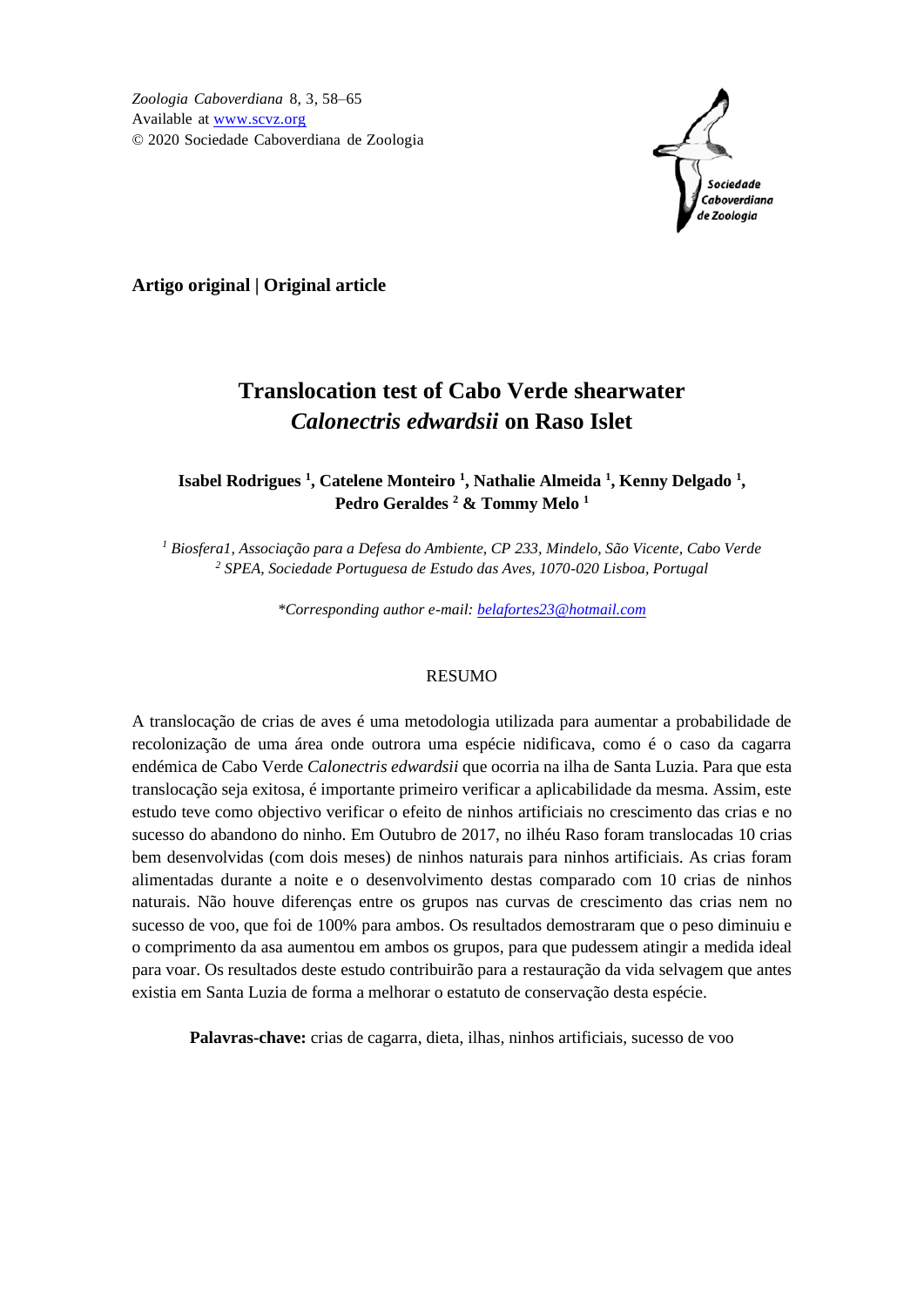*Zoologia Caboverdiana* 8, 3, 58–65
Available at www.scvz.org
© 2020 Sociedade Caboverdiana de Zoologia

**Artigo original | Original article**

# Translocation test of Cabo Verde shearwater *Calonectris edwardsii* on Raso Islet

**Isabel Rodrigues [1], Catelene Monteiro [1], Nathalie Almeida [1], Kenny Delgado [1], Pedro Geraldes [2] & Tommy Melo [1]**

[1] *Biosfera1, Associação para a Defesa do Ambiente, CP 233, Mindelo, São Vicente, Cabo Verde*
[2] *SPEA, Sociedade Portuguesa de Estudo das Aves, 1070-020 Lisboa, Portugal*

*\*Corresponding author e-mail: belafortes23@hotmail.com*

## RESUMO

A translocação de crias de aves é uma metodologia utilizada para aumentar a probabilidade de recolonização de uma área onde outrora uma espécie nidificava, como é o caso da cagarra endémica de Cabo Verde *Calonectris edwardsii* que ocorria na ilha de Santa Luzia. Para que esta translocação seja exitosa, é importante primeiro verificar a aplicabilidade da mesma. Assim, este estudo teve como objectivo verificar o efeito de ninhos artificiais no crescimento das crias e no sucesso do abandono do ninho. Em Outubro de 2017, no ilhéu Raso foram translocadas 10 crias bem desenvolvidas (com dois meses) de ninhos naturais para ninhos artificiais. As crias foram alimentadas durante a noite e o desenvolvimento destas comparado com 10 crias de ninhos naturais. Não houve diferenças entre os grupos nas curvas de crescimento das crias nem no sucesso de voo, que foi de 100% para ambos. Os resultados demostraram que o peso diminuiu e o comprimento da asa aumentou em ambos os grupos, para que pudessem atingir a medida ideal para voar. Os resultados deste estudo contribuirão para a restauração da vida selvagem que antes existia em Santa Luzia de forma a melhorar o estatuto de conservação desta espécie.

**Palavras-chave:** crias de cagarra, dieta, ilhas, ninhos artificiais, sucesso de voo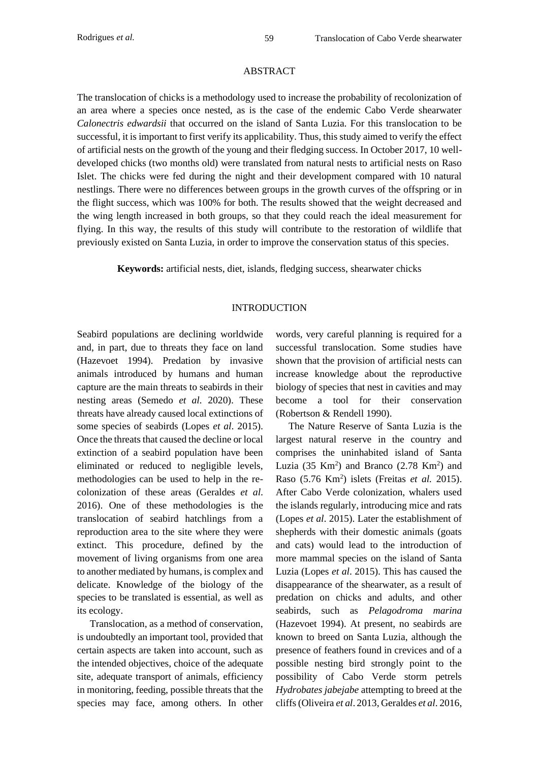## ABSTRACT

The translocation of chicks is a methodology used to increase the probability of recolonization of an area where a species once nested, as is the case of the endemic Cabo Verde shearwater *Calonectris edwardsii* that occurred on the island of Santa Luzia. For this translocation to be successful, it is important to first verify its applicability. Thus, this study aimed to verify the effect of artificial nests on the growth of the young and their fledging success. In October 2017, 10 well-developed chicks (two months old) were translated from natural nests to artificial nests on Raso Islet. The chicks were fed during the night and their development compared with 10 natural nestlings. There were no differences between groups in the growth curves of the offspring or in the flight success, which was 100% for both. The results showed that the weight decreased and the wing length increased in both groups, so that they could reach the ideal measurement for flying. In this way, the results of this study will contribute to the restoration of wildlife that previously existed on Santa Luzia, in order to improve the conservation status of this species.

**Keywords:** artificial nests, diet, islands, fledging success, shearwater chicks

## INTRODUCTION

Seabird populations are declining worldwide and, in part, due to threats they face on land (Hazevoet 1994). Predation by invasive animals introduced by humans and human capture are the main threats to seabirds in their nesting areas (Semedo *et al.* 2020). These threats have already caused local extinctions of some species of seabirds (Lopes *et al*. 2015). Once the threats that caused the decline or local extinction of a seabird population have been eliminated or reduced to negligible levels, methodologies can be used to help in the re-colonization of these areas (Geraldes *et al.* 2016). One of these methodologies is the translocation of seabird hatchlings from a reproduction area to the site where they were extinct. This procedure, defined by the movement of living organisms from one area to another mediated by humans, is complex and delicate. Knowledge of the biology of the species to be translated is essential, as well as its ecology.

Translocation, as a method of conservation, is undoubtedly an important tool, provided that certain aspects are taken into account, such as the intended objectives, choice of the adequate site, adequate transport of animals, efficiency in monitoring, feeding, possible threats that the species may face, among others. In other words, very careful planning is required for a successful translocation. Some studies have shown that the provision of artificial nests can increase knowledge about the reproductive biology of species that nest in cavities and may become a tool for their conservation (Robertson & Rendell 1990).

The Nature Reserve of Santa Luzia is the largest natural reserve in the country and comprises the uninhabited island of Santa Luzia (35 $Km^2$) and Branco (2.78 $Km^2$) and Raso (5.76 $Km^2$) islets (Freitas *et al.* 2015). After Cabo Verde colonization, whalers used the islands regularly, introducing mice and rats (Lopes *et al*. 2015). Later the establishment of shepherds with their domestic animals (goats and cats) would lead to the introduction of more mammal species on the island of Santa Luzia (Lopes *et al.* 2015). This has caused the disappearance of the shearwater, as a result of predation on chicks and adults, and other seabirds, such as *Pelagodroma marina* (Hazevoet 1994). At present, no seabirds are known to breed on Santa Luzia, although the presence of feathers found in crevices and of a possible nesting bird strongly point to the possibility of Cabo Verde storm petrels *Hydrobates jabejabe* attempting to breed at the cliffs (Oliveira *et al*. 2013, Geraldes *et al*. 2016,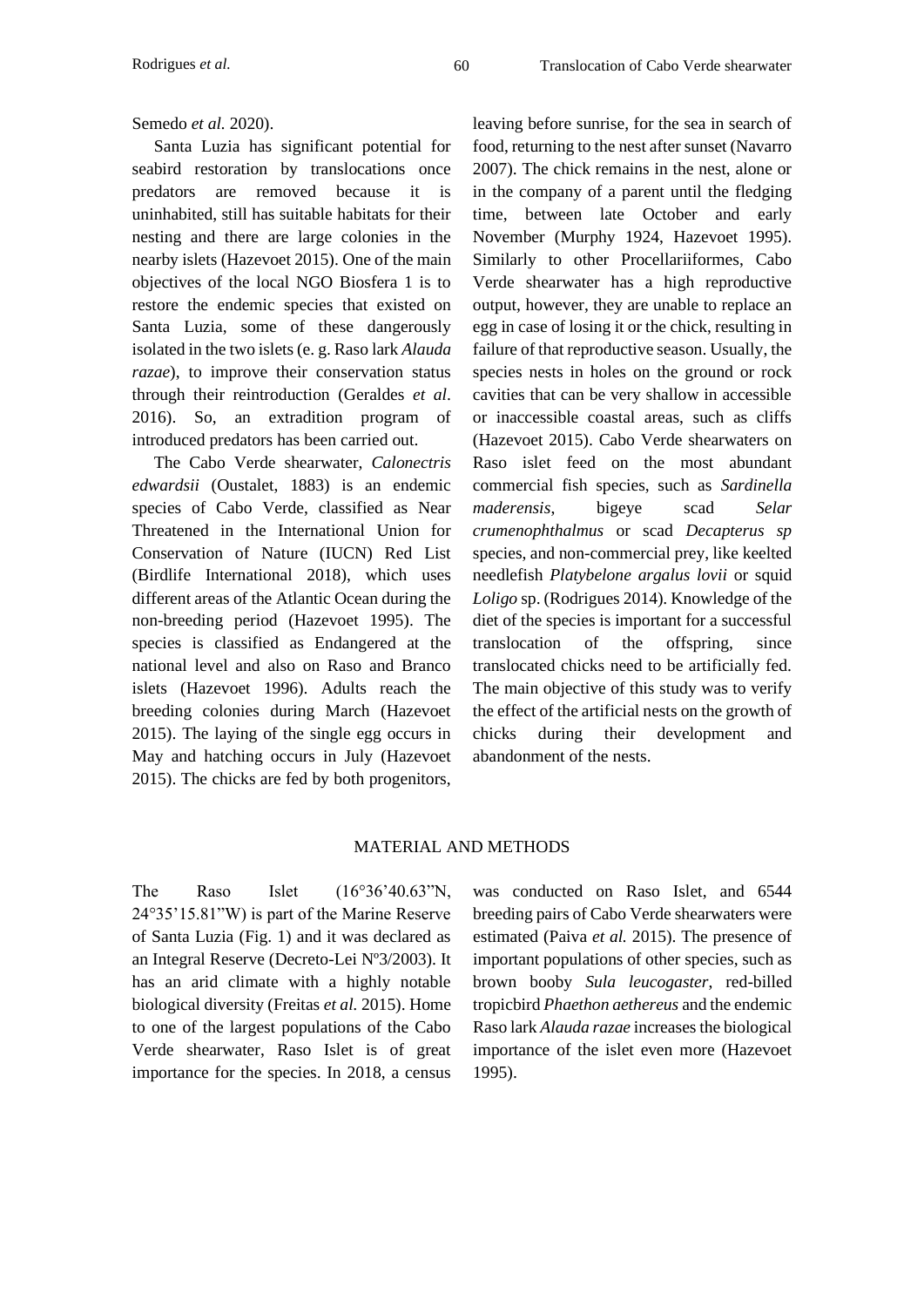Semedo *et al.* 2020).

Santa Luzia has significant potential for seabird restoration by translocations once predators are removed because it is uninhabited, still has suitable habitats for their nesting and there are large colonies in the nearby islets (Hazevoet 2015). One of the main objectives of the local NGO Biosfera 1 is to restore the endemic species that existed on Santa Luzia, some of these dangerously isolated in the two islets (e. g. Raso lark *Alauda razae*), to improve their conservation status through their reintroduction (Geraldes *et al*. 2016). So, an extradition program of introduced predators has been carried out.

The Cabo Verde shearwater, *Calonectris edwardsii* (Oustalet, 1883) is an endemic species of Cabo Verde, classified as Near Threatened in the International Union for Conservation of Nature (IUCN) Red List (Birdlife International 2018), which uses different areas of the Atlantic Ocean during the non-breeding period (Hazevoet 1995). The species is classified as Endangered at the national level and also on Raso and Branco islets (Hazevoet 1996). Adults reach the breeding colonies during March (Hazevoet 2015). The laying of the single egg occurs in May and hatching occurs in July (Hazevoet 2015). The chicks are fed by both progenitors, leaving before sunrise, for the sea in search of food, returning to the nest after sunset (Navarro 2007). The chick remains in the nest, alone or in the company of a parent until the fledging time, between late October and early November (Murphy 1924, Hazevoet 1995). Similarly to other Procellariiformes, Cabo Verde shearwater has a high reproductive output, however, they are unable to replace an egg in case of losing it or the chick, resulting in failure of that reproductive season. Usually, the species nests in holes on the ground or rock cavities that can be very shallow in accessible or inaccessible coastal areas, such as cliffs (Hazevoet 2015). Cabo Verde shearwaters on Raso islet feed on the most abundant commercial fish species, such as *Sardinella maderensis*, bigeye scad *Selar crumenophthalmus* or scad *Decapterus sp* species, and non-commercial prey, like keelted needlefish *Platybelone argalus lovii* or squid *Loligo* sp. (Rodrigues 2014). Knowledge of the diet of the species is important for a successful translocation of the offspring, since translocated chicks need to be artificially fed. The main objective of this study was to verify the effect of the artificial nests on the growth of chicks during their development and abandonment of the nests.

## MATERIAL AND METHODS

The Raso Islet (16°36’40.63”N, 24°35’15.81”W) is part of the Marine Reserve of Santa Luzia (Fig. 1) and it was declared as an Integral Reserve (Decreto-Lei Nº3/2003). It has an arid climate with a highly notable biological diversity (Freitas *et al.* 2015). Home to one of the largest populations of the Cabo Verde shearwater, Raso Islet is of great importance for the species. In 2018, a census was conducted on Raso Islet, and 6544 breeding pairs of Cabo Verde shearwaters were estimated (Paiva *et al.* 2015). The presence of important populations of other species, such as brown booby *Sula leucogaster*, red-billed tropicbird *Phaethon aethereus* and the endemic Raso lark *Alauda razae* increases the biological importance of the islet even more (Hazevoet 1995).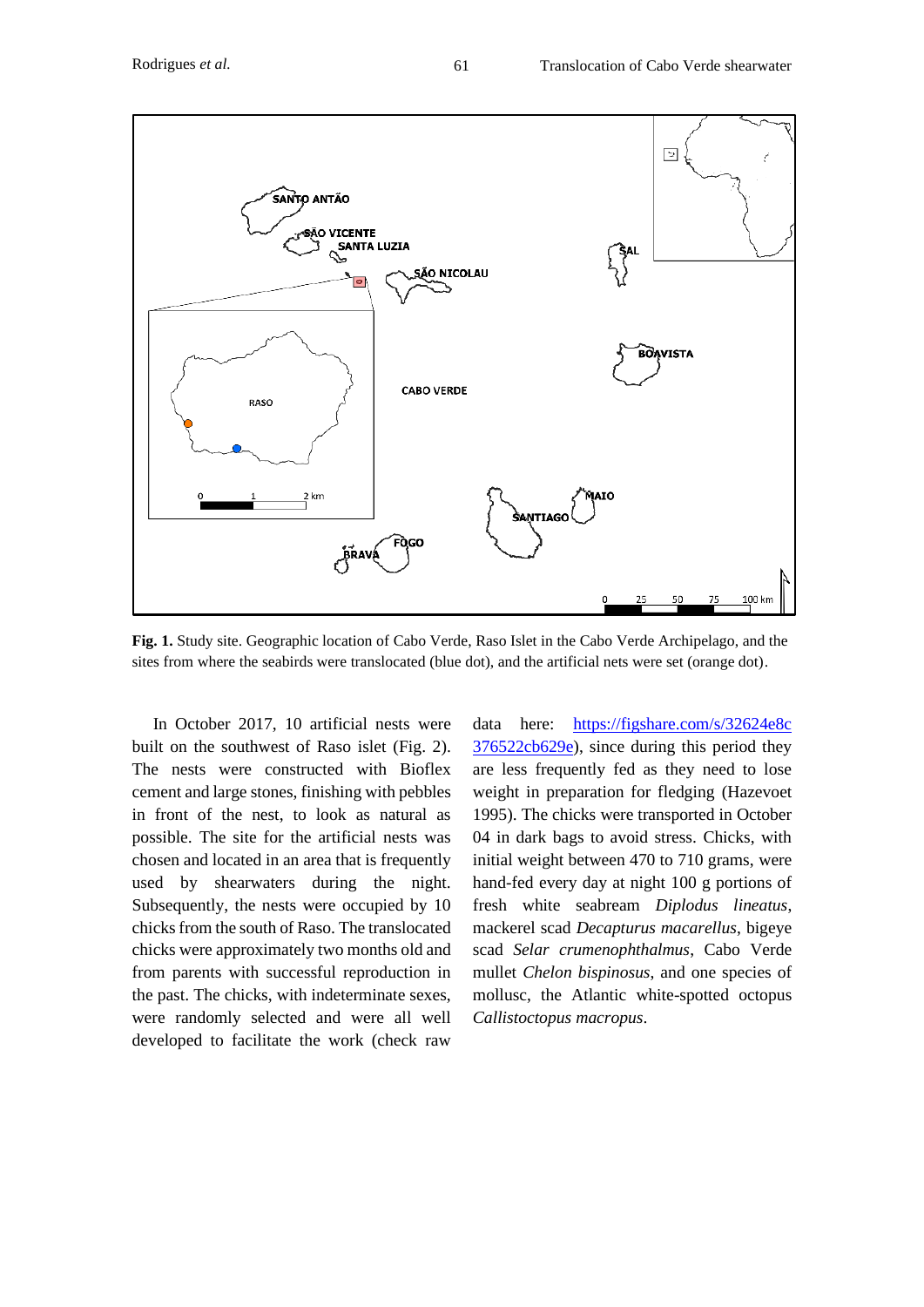**Fig. 1.** Study site. Geographic location of Cabo Verde, Raso Islet in the Cabo Verde Archipelago, and the sites from where the seabirds were translocated (blue dot), and the artificial nets were set (orange dot).

In October 2017, 10 artificial nests were built on the southwest of Raso islet (Fig. 2). The nests were constructed with Bioflex cement and large stones, finishing with pebbles in front of the nest, to look as natural as possible. The site for the artificial nests was chosen and located in an area that is frequently used by shearwaters during the night. Subsequently, the nests were occupied by 10 chicks from the south of Raso. The translocated chicks were approximately two months old and from parents with successful reproduction in the past. The chicks, with indeterminate sexes, were randomly selected and were all well developed to facilitate the work (check raw data here: [https://figshare.com/s/32624e8c376522cb629e](https://figshare.com/s/32624e8c376522cb629e)), since during this period they are less frequently fed as they need to lose weight in preparation for fledging (Hazevoet 1995). The chicks were transported in October 04 in dark bags to avoid stress. Chicks, with initial weight between 470 to 710 grams, were hand-fed every day at night 100 g portions of fresh white seabream *Diplodus lineatus*, mackerel scad *Decapturus macarellus*, bigeye scad *Selar crumenophthalmus*, Cabo Verde mullet *Chelon bispinosus*, and one species of mollusc, the Atlantic white-spotted octopus *Callistoctopus macropus*.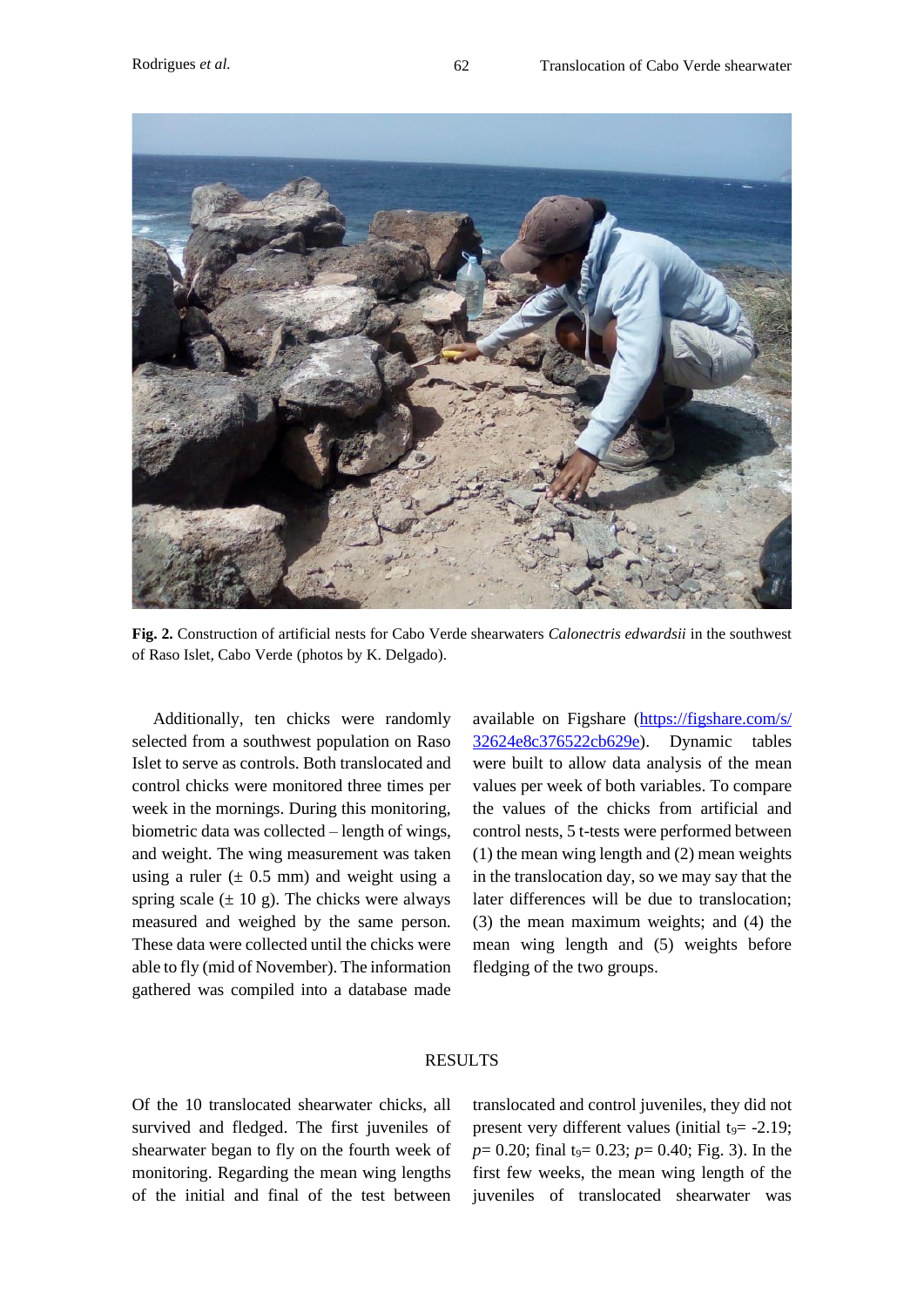**Fig. 2.** Construction of artificial nests for Cabo Verde shearwaters *Calonectris edwardsii* in the southwest of Raso Islet, Cabo Verde (photos by K. Delgado).

Additionally, ten chicks were randomly selected from a southwest population on Raso Islet to serve as controls. Both translocated and control chicks were monitored three times per week in the mornings. During this monitoring, biometric data was collected – length of wings, and weight. The wing measurement was taken using a ruler (± 0.5 mm) and weight using a spring scale (± 10 g). The chicks were always measured and weighed by the same person. These data were collected until the chicks were able to fly (mid of November). The information gathered was compiled into a database made available on Figshare (https://figshare.com/s/32624e8c376522cb629e). Dynamic tables were built to allow data analysis of the mean values per week of both variables. To compare the values of the chicks from artificial and control nests, 5 t-tests were performed between (1) the mean wing length and (2) mean weights in the translocation day, so we may say that the later differences will be due to translocation; (3) the mean maximum weights; and (4) the mean wing length and (5) weights before fledging of the two groups.

## RESULTS

Of the 10 translocated shearwater chicks, all survived and fledged. The first juveniles of shearwater began to fly on the fourth week of monitoring. Regarding the mean wing lengths of the initial and final of the test between translocated and control juveniles, they did not present very different values (initial $t_9$= -2.19; $p$= 0.20; final $t_9$= 0.23; $p$= 0.40; Fig. 3). In the first few weeks, the mean wing length of the juveniles of translocated shearwater was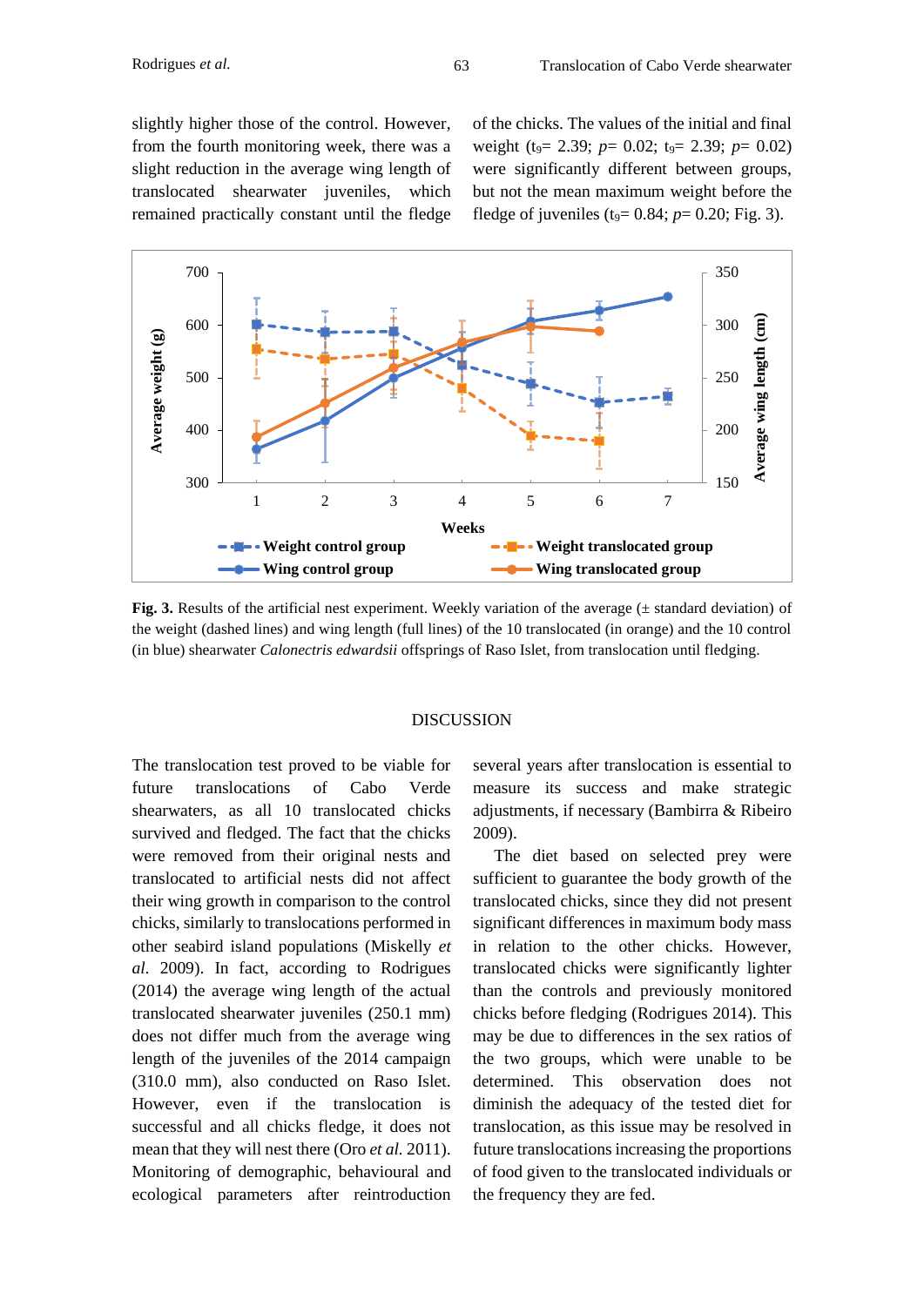slightly higher those of the control. However, from the fourth monitoring week, there was a slight reduction in the average wing length of translocated shearwater juveniles, which remained practically constant until the fledge of the chicks. The values of the initial and final weight ($t_9$= 2.39; *p*= 0.02; $t_9$= 2.39; *p*= 0.02) were significantly different between groups, but not the mean maximum weight before the fledge of juveniles ($t_9$= 0.84; *p*= 0.20; Fig. 3).

**Fig. 3.** Results of the artificial nest experiment. Weekly variation of the average (± standard deviation) of the weight (dashed lines) and wing length (full lines) of the 10 translocated (in orange) and the 10 control (in blue) shearwater *Calonectris edwardsii* offsprings of Raso Islet, from translocation until fledging.

## DISCUSSION

The translocation test proved to be viable for future translocations of Cabo Verde shearwaters, as all 10 translocated chicks survived and fledged. The fact that the chicks were removed from their original nests and translocated to artificial nests did not affect their wing growth in comparison to the control chicks, similarly to translocations performed in other seabird island populations (Miskelly *et al.* 2009). In fact, according to Rodrigues (2014) the average wing length of the actual translocated shearwater juveniles (250.1 mm) does not differ much from the average wing length of the juveniles of the 2014 campaign (310.0 mm), also conducted on Raso Islet. However, even if the translocation is successful and all chicks fledge, it does not mean that they will nest there (Oro *et al.* 2011). Monitoring of demographic, behavioural and ecological parameters after reintroduction several years after translocation is essential to measure its success and make strategic adjustments, if necessary (Bambirra & Ribeiro 2009).

The diet based on selected prey were sufficient to guarantee the body growth of the translocated chicks, since they did not present significant differences in maximum body mass in relation to the other chicks. However, translocated chicks were significantly lighter than the controls and previously monitored chicks before fledging (Rodrigues 2014). This may be due to differences in the sex ratios of the two groups, which were unable to be determined. This observation does not diminish the adequacy of the tested diet for translocation, as this issue may be resolved in future translocations increasing the proportions of food given to the translocated individuals or the frequency they are fed.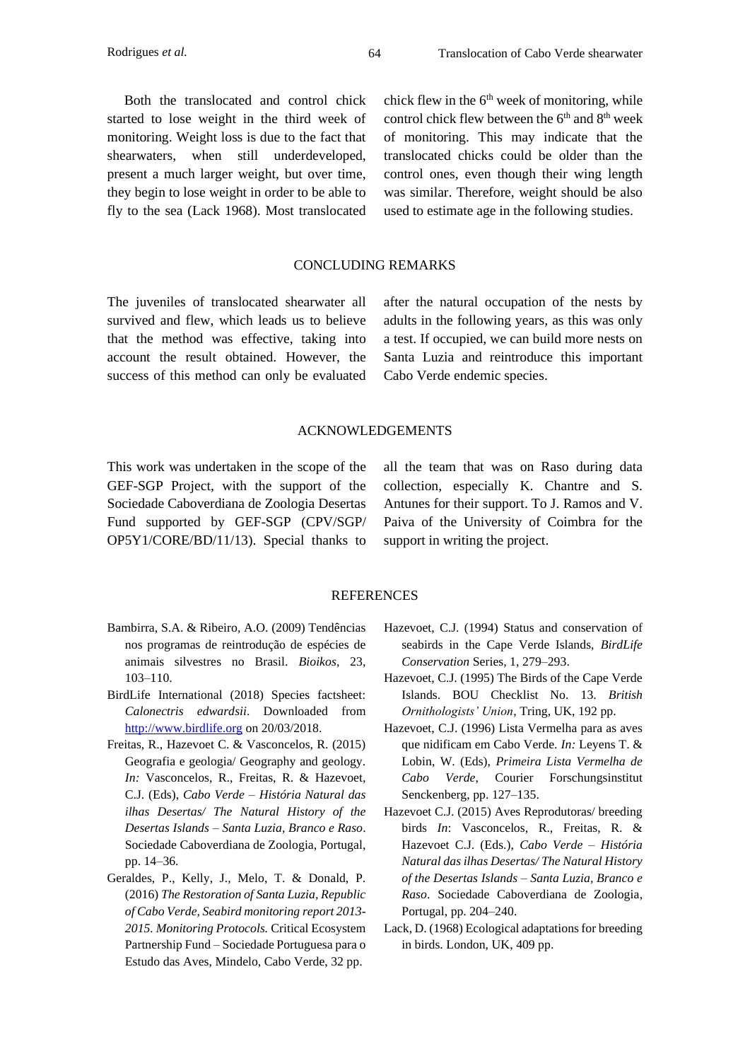Both the translocated and control chick started to lose weight in the third week of monitoring. Weight loss is due to the fact that shearwaters, when still underdeveloped, present a much larger weight, but over time, they begin to lose weight in order to be able to fly to the sea (Lack 1968). Most translocated chick flew in the 6th week of monitoring, while control chick flew between the 6th and 8th week of monitoring. This may indicate that the translocated chicks could be older than the control ones, even though their wing length was similar. Therefore, weight should be also used to estimate age in the following studies.

## CONCLUDING REMARKS

The juveniles of translocated shearwater all survived and flew, which leads us to believe that the method was effective, taking into account the result obtained. However, the success of this method can only be evaluated after the natural occupation of the nests by adults in the following years, as this was only a test. If occupied, we can build more nests on Santa Luzia and reintroduce this important Cabo Verde endemic species.

## ACKNOWLEDGEMENTS

This work was undertaken in the scope of the GEF-SGP Project, with the support of the Sociedade Caboverdiana de Zoologia Desertas Fund supported by GEF-SGP (CPV/SGP/OP5Y1/CORE/BD/11/13). Special thanks to all the team that was on Raso during data collection, especially K. Chantre and S. Antunes for their support. To J. Ramos and V. Paiva of the University of Coimbra for the support in writing the project.

## REFERENCES

Bambirra, S.A. & Ribeiro, A.O. (2009) Tendências nos programas de reintrodução de espécies de animais silvestres no Brasil. *Bioikos*, 23, 103–110.

BirdLife International (2018) Species factsheet: *Calonectris edwardsii*. Downloaded from http://www.birdlife.org on 20/03/2018.

Freitas, R., Hazevoet C. & Vasconcelos, R. (2015) Geografia e geologia/ Geography and geology. *In:* Vasconcelos, R., Freitas, R. & Hazevoet, C.J. (Eds), *Cabo Verde – História Natural das ilhas Desertas/ The Natural History of the Desertas Islands – Santa Luzia, Branco e Raso*. Sociedade Caboverdiana de Zoologia, Portugal, pp. 14–36.

Geraldes, P., Kelly, J., Melo, T. & Donald, P. (2016) *The Restoration of Santa Luzia, Republic of Cabo Verde, Seabird monitoring report 2013-2015. Monitoring Protocols.* Critical Ecosystem Partnership Fund – Sociedade Portuguesa para o Estudo das Aves, Mindelo, Cabo Verde, 32 pp.

Hazevoet, C.J. (1994) Status and conservation of seabirds in the Cape Verde Islands, *BirdLife Conservation* Series, 1, 279–293.

Hazevoet, C.J. (1995) The Birds of the Cape Verde Islands. BOU Checklist No. 13. *British Ornithologists' Union*, Tring, UK, 192 pp.

Hazevoet, C.J. (1996) Lista Vermelha para as aves que nidificam em Cabo Verde. *In:* Leyens T. & Lobin, W. (Eds), *Primeira Lista Vermelha de Cabo Verde*, Courier Forschungsinstitut Senckenberg, pp. 127–135.

Hazevoet C.J. (2015) Aves Reprodutoras/ breeding birds *In*: Vasconcelos, R., Freitas, R. & Hazevoet C.J. (Eds.), *Cabo Verde – História Natural das ilhas Desertas/ The Natural History of the Desertas Islands – Santa Luzia, Branco e Raso*. Sociedade Caboverdiana de Zoologia, Portugal, pp. 204–240.

Lack, D. (1968) Ecological adaptations for breeding in birds. London, UK, 409 pp.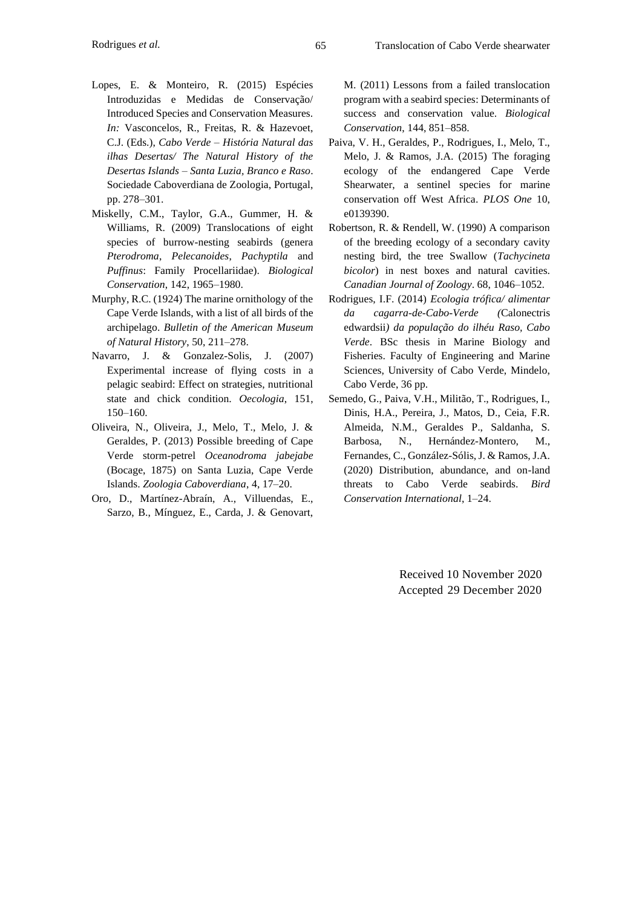Lopes, E. & Monteiro, R. (2015) Espécies Introduzidas e Medidas de Conservação/ Introduced Species and Conservation Measures. *In:* Vasconcelos, R., Freitas, R. & Hazevoet, C.J. (Eds.), *Cabo Verde – História Natural das ilhas Desertas/ The Natural History of the Desertas Islands – Santa Luzia, Branco e Raso*. Sociedade Caboverdiana de Zoologia, Portugal, pp. 278–301.

Miskelly, C.M., Taylor, G.A., Gummer, H. & Williams, R. (2009) Translocations of eight species of burrow-nesting seabirds (genera *Pterodroma*, *Pelecanoides*, *Pachyptila* and *Puffinus*: Family Procellariidae). *Biological Conservation*, 142, 1965–1980.

Murphy, R.C. (1924) The marine ornithology of the Cape Verde Islands, with a list of all birds of the archipelago. *Bulletin of the American Museum of Natural History*, 50, 211–278.

Navarro, J. & Gonzalez-Solis, J. (2007) Experimental increase of flying costs in a pelagic seabird: Effect on strategies, nutritional state and chick condition. *Oecologia*, 151, 150–160.

Oliveira, N., Oliveira, J., Melo, T., Melo, J. & Geraldes, P. (2013) Possible breeding of Cape Verde storm-petrel *Oceanodroma jabejabe* (Bocage, 1875) on Santa Luzia, Cape Verde Islands. *Zoologia Caboverdiana*, 4, 17–20.

Oro, D., Martínez-Abraín, A., Villuendas, E., Sarzo, B., Mínguez, E., Carda, J. & Genovart, M. (2011) Lessons from a failed translocation program with a seabird species: Determinants of success and conservation value. *Biological Conservation*, 144, 851–858.

Paiva, V. H., Geraldes, P., Rodrigues, I., Melo, T., Melo, J. & Ramos, J.A. (2015) The foraging ecology of the endangered Cape Verde Shearwater, a sentinel species for marine conservation off West Africa. *PLOS One* 10, e0139390.

Robertson, R. & Rendell, W. (1990) A comparison of the breeding ecology of a secondary cavity nesting bird, the tree Swallow (*Tachycineta bicolor*) in nest boxes and natural cavities. *Canadian Journal of Zoology*. 68, 1046–1052.

Rodrigues, I.F. (2014) *Ecologia trófica/ alimentar da cagarra-de-Cabo-Verde (*Calonectris edwardsii*) da população do ilhéu Raso, Cabo Verde*. BSc thesis in Marine Biology and Fisheries. Faculty of Engineering and Marine Sciences, University of Cabo Verde, Mindelo, Cabo Verde, 36 pp.

Semedo, G., Paiva, V.H., Militão, T., Rodrigues, I., Dinis, H.A., Pereira, J., Matos, D., Ceia, F.R. Almeida, N.M., Geraldes P., Saldanha, S. Barbosa, N., Hernández-Montero, M., Fernandes, C., González-Sólis, J. & Ramos, J.A. (2020) Distribution, abundance, and on-land threats to Cabo Verde seabirds. *Bird Conservation International*, 1–24.

Received 10 November 2020
Accepted 29 December 2020